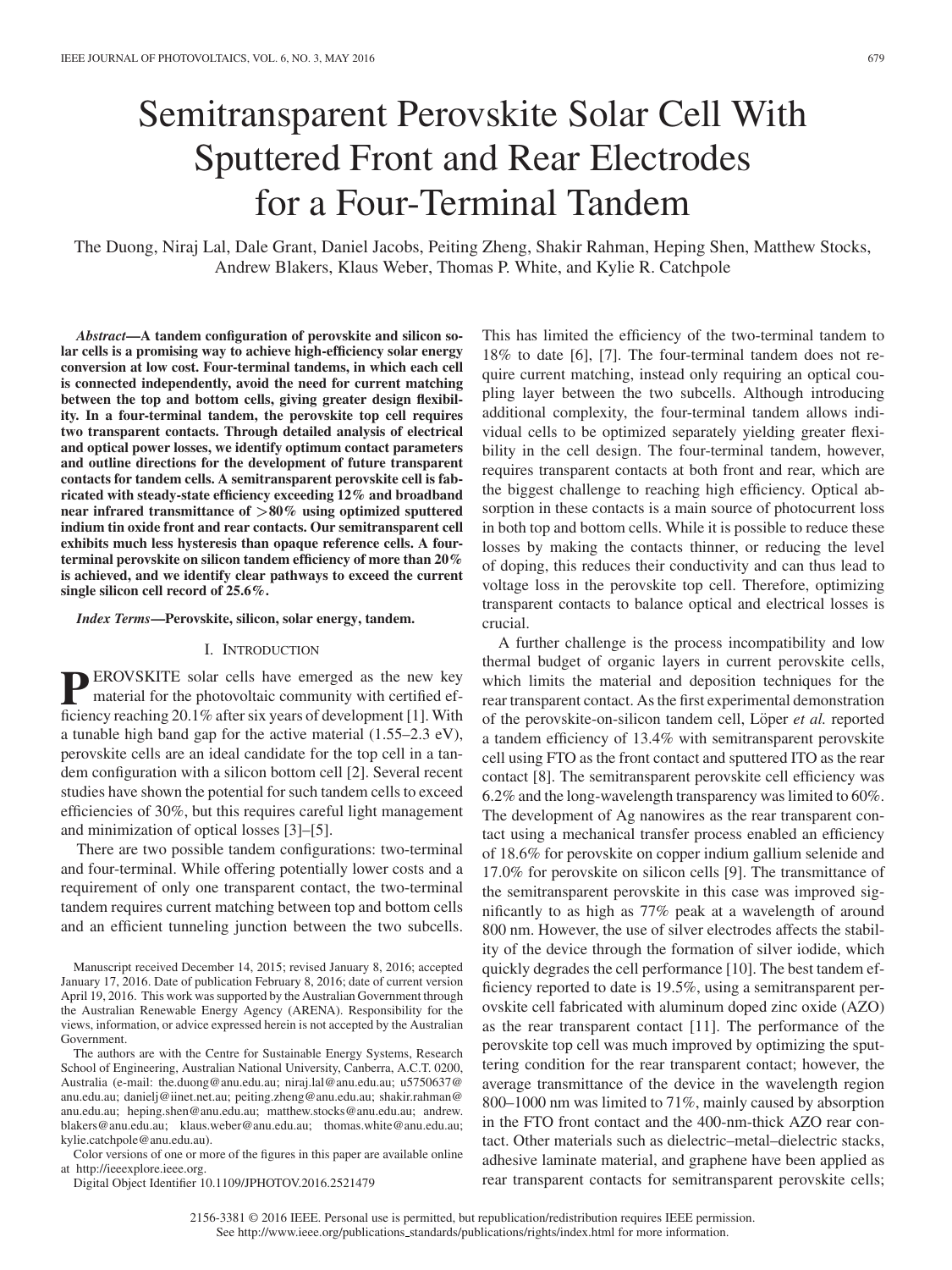# Semitransparent Perovskite Solar Cell With Sputtered Front and Rear Electrodes for a Four-Terminal Tandem

The Duong, Niraj Lal, Dale Grant, Daniel Jacobs, Peiting Zheng, Shakir Rahman, Heping Shen, Matthew Stocks, Andrew Blakers, Klaus Weber, Thomas P. White, and Kylie R. Catchpole

***Abstract*—A tandem configuration of perovskite and silicon solar cells is a promising way to achieve high-efficiency solar energy conversion at low cost. Four-terminal tandems, in which each cell is connected independently, avoid the need for current matching between the top and bottom cells, giving greater design flexibility. In a four-terminal tandem, the perovskite top cell requires two transparent contacts. Through detailed analysis of electrical and optical power losses, we identify optimum contact parameters and outline directions for the development of future transparent contacts for tandem cells. A semitransparent perovskite cell is fabricated with steady-state efficiency exceeding 12% and broadband near infrared transmittance of >80% using optimized sputtered indium tin oxide front and rear contacts. Our semitransparent cell exhibits much less hysteresis than opaque reference cells. A four-terminal perovskite on silicon tandem efficiency of more than 20% is achieved, and we identify clear pathways to exceed the current single silicon cell record of 25.6%.**

***Index Terms*—Perovskite, silicon, solar energy, tandem.**

## I. Introduction

PEROVSKITE solar cells have emerged as the new key material for the photovoltaic community with certified efficiency reaching 20.1% after six years of development [1]. With a tunable high band gap for the active material (1.55–2.3 eV), perovskite cells are an ideal candidate for the top cell in a tandem configuration with a silicon bottom cell [2]. Several recent studies have shown the potential for such tandem cells to exceed efficiencies of 30%, but this requires careful light management and minimization of optical losses [3]–[5].

There are two possible tandem configurations: two-terminal and four-terminal. While offering potentially lower costs and a requirement of only one transparent contact, the two-terminal tandem requires current matching between top and bottom cells and an efficient tunneling junction between the two subcells. This has limited the efficiency of the two-terminal tandem to 18% to date [6], [7]. The four-terminal tandem does not require current matching, instead only requiring an optical coupling layer between the two subcells. Although introducing additional complexity, the four-terminal tandem allows individual cells to be optimized separately yielding greater flexibility in the cell design. The four-terminal tandem, however, requires transparent contacts at both front and rear, which are the biggest challenge to reaching high efficiency. Optical absorption in these contacts is a main source of photocurrent loss in both top and bottom cells. While it is possible to reduce these losses by making the contacts thinner, or reducing the level of doping, this reduces their conductivity and can thus lead to voltage loss in the perovskite top cell. Therefore, optimizing transparent contacts to balance optical and electrical losses is crucial.

A further challenge is the process incompatibility and low thermal budget of organic layers in current perovskite cells, which limits the material and deposition techniques for the rear transparent contact. As the first experimental demonstration of the perovskite-on-silicon tandem cell, Löper *et al.* reported a tandem efficiency of 13.4% with semitransparent perovskite cell using FTO as the front contact and sputtered ITO as the rear contact [8]. The semitransparent perovskite cell efficiency was 6.2% and the long-wavelength transparency was limited to 60%. The development of Ag nanowires as the rear transparent contact using a mechanical transfer process enabled an efficiency of 18.6% for perovskite on copper indium gallium selenide and 17.0% for perovskite on silicon cells [9]. The transmittance of the semitransparent perovskite in this case was improved significantly to as high as 77% peak at a wavelength of around 800 nm. However, the use of silver electrodes affects the stability of the device through the formation of silver iodide, which quickly degrades the cell performance [10]. The best tandem efficiency reported to date is 19.5%, using a semitransparent perovskite cell fabricated with aluminum doped zinc oxide (AZO) as the rear transparent contact [11]. The performance of the perovskite top cell was much improved by optimizing the sputtering condition for the rear transparent contact; however, the average transmittance of the device in the wavelength region 800–1000 nm was limited to 71%, mainly caused by absorption in the FTO front contact and the 400-nm-thick AZO rear contact. Other materials such as dielectric–metal–dielectric stacks, adhesive laminate material, and graphene have been applied as rear transparent contacts for semitransparent perovskite cells;

Manuscript received December 14, 2015; revised January 8, 2016; accepted January 17, 2016. Date of publication February 8, 2016; date of current version April 19, 2016. This work was supported by the Australian Government through the Australian Renewable Energy Agency (ARENA). Responsibility for the views, information, or advice expressed herein is not accepted by the Australian Government.

The authors are with the Centre for Sustainable Energy Systems, Research School of Engineering, Australian National University, Canberra, A.C.T. 0200, Australia (e-mail: the.duong@anu.edu.au; niraj.lal@anu.edu.au; u5750637@anu.edu.au; danielj@iinet.net.au; peiting.zheng@anu.edu.au; shakir.rahman@anu.edu.au; heping.shen@anu.edu.au; matthew.stocks@anu.edu.au; andrew.blakers@anu.edu.au; klaus.weber@anu.edu.au; thomas.white@anu.edu.au; kylie.catchpole@anu.edu.au).

Color versions of one or more of the figures in this paper are available online at http://ieeexplore.ieee.org.

Digital Object Identifier 10.1109/JPHOTOV.2016.2521479

2156-3381 © 2016 IEEE. Personal use is permitted, but republication/redistribution requires IEEE permission. See http://www.ieee.org/publications_standards/publications/rights/index.html for more information.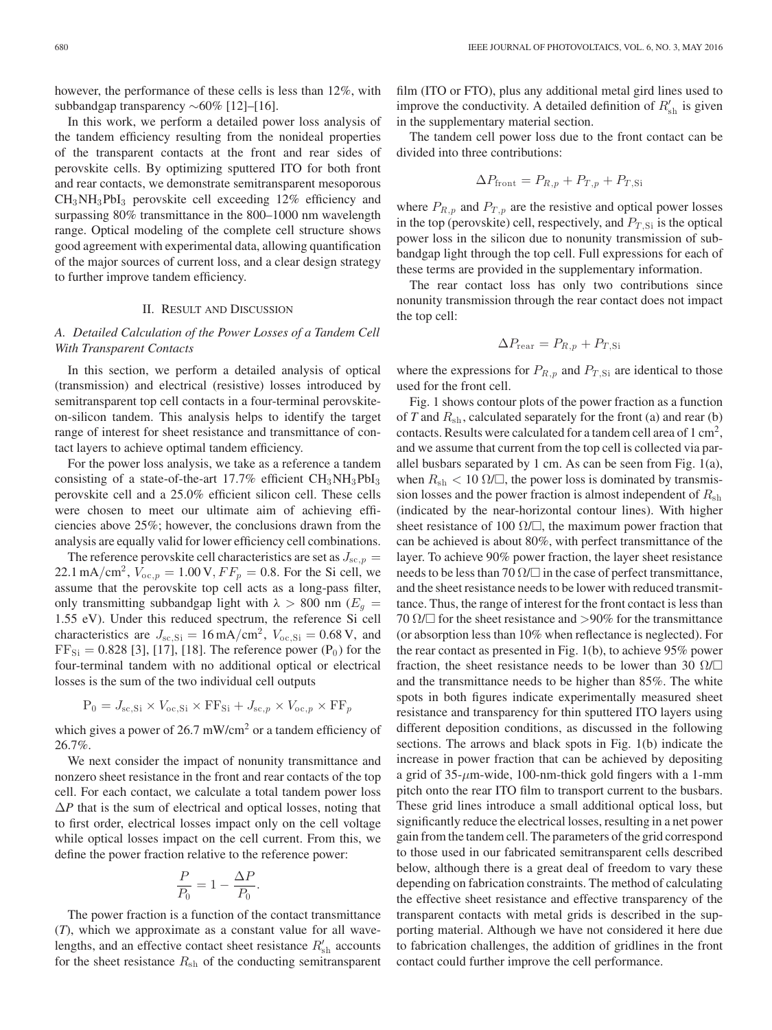however, the performance of these cells is less than 12%, with subbandgap transparency ∼60% [12]–[16].

In this work, we perform a detailed power loss analysis of the tandem efficiency resulting from the nonideal properties of the transparent contacts at the front and rear sides of perovskite cells. By optimizing sputtered ITO for both front and rear contacts, we demonstrate semitransparent mesoporous $CH_3NH_3PbI_3$ perovskite cell exceeding 12% efficiency and surpassing 80% transmittance in the 800–1000 nm wavelength range. Optical modeling of the complete cell structure shows good agreement with experimental data, allowing quantification of the major sources of current loss, and a clear design strategy to further improve tandem efficiency.

## II. Result and Discussion

### A. Detailed Calculation of the Power Losses of a Tandem Cell With Transparent Contacts

In this section, we perform a detailed analysis of optical (transmission) and electrical (resistive) losses introduced by semitransparent top cell contacts in a four-terminal perovskite-on-silicon tandem. This analysis helps to identify the target range of interest for sheet resistance and transmittance of contact layers to achieve optimal tandem efficiency.

For the power loss analysis, we take as a reference a tandem consisting of a state-of-the-art 17.7% efficient $CH_3NH_3PbI_3$ perovskite cell and a 25.0% efficient silicon cell. These cells were chosen to meet our ultimate aim of achieving efficiencies above 25%; however, the conclusions drawn from the analysis are equally valid for lower efficiency cell combinations.

The reference perovskite cell characteristics are set as $J_{sc,p} = 22.1\,\text{mA/cm}^2$, $V_{oc,p} = 1.00\,\text{V}$, $FF_p = 0.8$. For the Si cell, we assume that the perovskite top cell acts as a long-pass filter, only transmitting subbandgap light with $\lambda > 800$ nm ($E_g = 1.55$ eV). Under this reduced spectrum, the reference Si cell characteristics are $J_{sc,\text{Si}} = 16\,\text{mA/cm}^2$, $V_{oc,\text{Si}} = 0.68\,\text{V}$, and $\text{FF}_{\text{Si}} = 0.828$ [3], [17], [18]. The reference power ($P_0$) for the four-terminal tandem with no additional optical or electrical losses is the sum of the two individual cell outputs

$$P_0 = J_{sc,\text{Si}} \times V_{oc,\text{Si}} \times \text{FF}_{\text{Si}} + J_{sc,p} \times V_{oc,p} \times \text{FF}_p$$

which gives a power of 26.7 mW/cm$^2$ or a tandem efficiency of 26.7%.

We next consider the impact of nonunity transmittance and nonzero sheet resistance in the front and rear contacts of the top cell. For each contact, we calculate a total tandem power loss $\Delta P$ that is the sum of electrical and optical losses, noting that to first order, electrical losses impact only on the cell voltage while optical losses impact on the cell current. From this, we define the power fraction relative to the reference power:

$$\frac{P}{P_0} = 1 - \frac{\Delta P}{P_0}.$$

The power fraction is a function of the contact transmittance ($T$), which we approximate as a constant value for all wavelengths, and an effective contact sheet resistance $R'_{\text{sh}}$ accounts for the sheet resistance $R_{\text{sh}}$ of the conducting semitransparent film (ITO or FTO), plus any additional metal gird lines used to improve the conductivity. A detailed definition of $R'_{\text{sh}}$ is given in the supplementary material section.

The tandem cell power loss due to the front contact can be divided into three contributions:

$$\Delta P_{\text{front}} = P_{R,p} + P_{T,p} + P_{T,\text{Si}}$$

where $P_{R,p}$ and $P_{T,p}$ are the resistive and optical power losses in the top (perovskite) cell, respectively, and $P_{T,\text{Si}}$ is the optical power loss in the silicon due to nonunity transmission of subbandgap light through the top cell. Full expressions for each of these terms are provided in the supplementary information.

The rear contact loss has only two contributions since nonunity transmission through the rear contact does not impact the top cell:

$$\Delta P_{\text{rear}} = P_{R,p} + P_{T,\text{Si}}$$

where the expressions for $P_{R,p}$ and $P_{T,\text{Si}}$ are identical to those used for the front cell.

Fig. 1 shows contour plots of the power fraction as a function of $T$ and $R_{\text{sh}}$, calculated separately for the front (a) and rear (b) contacts. Results were calculated for a tandem cell area of 1 cm$^2$, and we assume that current from the top cell is collected via parallel busbars separated by 1 cm. As can be seen from Fig. 1(a), when $R_{\text{sh}} < 10\ \Omega/\square$, the power loss is dominated by transmission losses and the power fraction is almost independent of $R_{\text{sh}}$ (indicated by the near-horizontal contour lines). With higher sheet resistance of 100 $\Omega/\square$, the maximum power fraction that can be achieved is about 80%, with perfect transmittance of the layer. To achieve 90% power fraction, the layer sheet resistance needs to be less than 70 $\Omega/\square$ in the case of perfect transmittance, and the sheet resistance needs to be lower with reduced transmittance. Thus, the range of interest for the front contact is less than 70 $\Omega/\square$ for the sheet resistance and >90% for the transmittance (or absorption less than 10% when reflectance is neglected). For the rear contact as presented in Fig. 1(b), to achieve 95% power fraction, the sheet resistance needs to be lower than 30 $\Omega/\square$ and the transmittance needs to be higher than 85%. The white spots in both figures indicate experimentally measured sheet resistance and transparency for thin sputtered ITO layers using different deposition conditions, as discussed in the following sections. The arrows and black spots in Fig. 1(b) indicate the increase in power fraction that can be achieved by depositing a grid of 35-$\mu$m-wide, 100-nm-thick gold fingers with a 1-mm pitch onto the rear ITO film to transport current to the busbars. These grid lines introduce a small additional optical loss, but significantly reduce the electrical losses, resulting in a net power gain from the tandem cell. The parameters of the grid correspond to those used in our fabricated semitransparent cells described below, although there is a great deal of freedom to vary these depending on fabrication constraints. The method of calculating the effective sheet resistance and effective transparency of the transparent contacts with metal grids is described in the supporting material. Although we have not considered it here due to fabrication challenges, the addition of gridlines in the front contact could further improve the cell performance.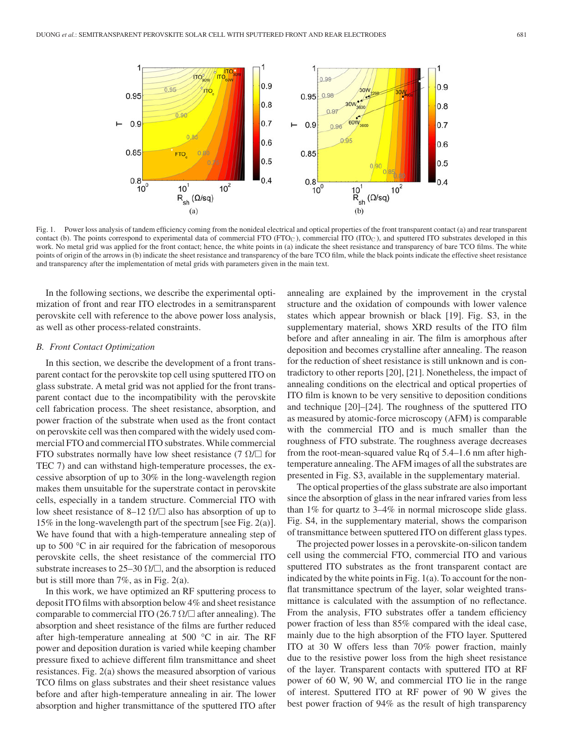Fig. 1. Power loss analysis of tandem efficiency coming from the nonideal electrical and optical properties of the front transparent contact (a) and rear transparent contact (b). The points correspond to experimental data of commercial FTO ($FTO_C$), commercial ITO ($ITO_C$), and sputtered ITO substrates developed in this work. No metal grid was applied for the front contact; hence, the white points in (a) indicate the sheet resistance and transparency of bare TCO films. The white points of origin of the arrows in (b) indicate the sheet resistance and transparency of the bare TCO film, while the black points indicate the effective sheet resistance and transparency after the implementation of metal grids with parameters given in the main text.

In the following sections, we describe the experimental optimization of front and rear ITO electrodes in a semitransparent perovskite cell with reference to the above power loss analysis, as well as other process-related constraints.

### *B. Front Contact Optimization*

In this section, we describe the development of a front transparent contact for the perovskite top cell using sputtered ITO on glass substrate. A metal grid was not applied for the front transparent contact due to the incompatibility with the perovskite cell fabrication process. The sheet resistance, absorption, and power fraction of the substrate when used as the front contact on perovskite cell was then compared with the widely used commercial FTO and commercial ITO substrates. While commercial FTO substrates normally have low sheet resistance (7 Ω/□ for TEC 7) and can withstand high-temperature processes, the excessive absorption of up to 30% in the long-wavelength region makes them unsuitable for the superstrate contact in perovskite cells, especially in a tandem structure. Commercial ITO with low sheet resistance of 8–12 Ω/□ also has absorption of up to 15% in the long-wavelength part of the spectrum [see Fig. 2(a)]. We have found that with a high-temperature annealing step of up to 500 °C in air required for the fabrication of mesoporous perovskite cells, the sheet resistance of the commercial ITO substrate increases to 25–30 Ω/□, and the absorption is reduced but is still more than 7%, as in Fig. 2(a).

In this work, we have optimized an RF sputtering process to deposit ITO films with absorption below 4% and sheet resistance comparable to commercial ITO (26.7 Ω/□ after annealing). The absorption and sheet resistance of the films are further reduced after high-temperature annealing at 500 °C in air. The RF power and deposition duration is varied while keeping chamber pressure fixed to achieve different film transmittance and sheet resistances. Fig. 2(a) shows the measured absorption of various TCO films on glass substrates and their sheet resistance values before and after high-temperature annealing in air. The lower absorption and higher transmittance of the sputtered ITO after annealing are explained by the improvement in the crystal structure and the oxidation of compounds with lower valence states which appear brownish or black [19]. Fig. S3, in the supplementary material, shows XRD results of the ITO film before and after annealing in air. The film is amorphous after deposition and becomes crystalline after annealing. The reason for the reduction of sheet resistance is still unknown and is contradictory to other reports [20], [21]. Nonetheless, the impact of annealing conditions on the electrical and optical properties of ITO film is known to be very sensitive to deposition conditions and technique [20]–[24]. The roughness of the sputtered ITO as measured by atomic-force microscopy (AFM) is comparable with the commercial ITO and is much smaller than the roughness of FTO substrate. The roughness average decreases from the root-mean-squared value Rq of 5.4–1.6 nm after high-temperature annealing. The AFM images of all the substrates are presented in Fig. S3, available in the supplementary material.

The optical properties of the glass substrate are also important since the absorption of glass in the near infrared varies from less than 1% for quartz to 3–4% in normal microscope slide glass. Fig. S4, in the supplementary material, shows the comparison of transmittance between sputtered ITO on different glass types.

The projected power losses in a perovskite-on-silicon tandem cell using the commercial FTO, commercial ITO and various sputtered ITO substrates as the front transparent contact are indicated by the white points in Fig. 1(a). To account for the non-flat transmittance spectrum of the layer, solar weighted transmittance is calculated with the assumption of no reflectance. From the analysis, FTO substrates offer a tandem efficiency power fraction of less than 85% compared with the ideal case, mainly due to the high absorption of the FTO layer. Sputtered ITO at 30 W offers less than 70% power fraction, mainly due to the resistive power loss from the high sheet resistance of the layer. Transparent contacts with sputtered ITO at RF power of 60 W, 90 W, and commercial ITO lie in the range of interest. Sputtered ITO at RF power of 90 W gives the best power fraction of 94% as the result of high transparency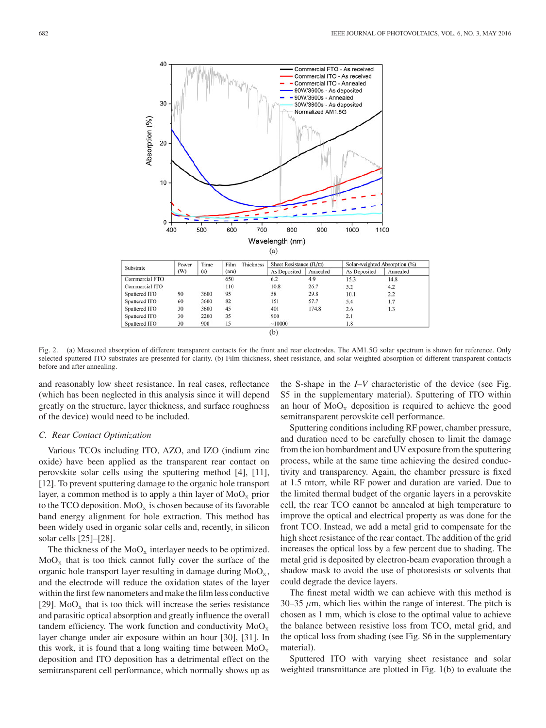(a)

| Substrate | Power (W) | Time (s) | Film Thickness (nm) | Sheet Resistance (Ω/□) | | Solar-weighted Absorption (%) | |
|---|---|---|---|---|---|---|---|
| | | | | As Deposited | Annealed | As Deposited | Annealed |
| Commercial FTO | | | 650 | 6.2 | 4.9 | 15.3 | 14.8 |
| Commercial ITO | | | 110 | 10.8 | 26.7 | 5.2 | 4.2 |
| Sputtered ITO | 90 | 3600 | 95 | 58 | 29.8 | 10.1 | 2.2 |
| Sputtered ITO | 60 | 3600 | 82 | 151 | 57.7 | 5.4 | 1.7 |
| Sputtered ITO | 30 | 3600 | 45 | 401 | 174.8 | 2.6 | 1.3 |
| Sputtered ITO | 30 | 2200 | 35 | 900 | | 2.1 | |
| Sputtered ITO | 30 | 900 | 15 | ~10000 | | 1.8 | |

(b)

Fig. 2. (a) Measured absorption of different transparent contacts for the front and rear electrodes. The AM1.5G solar spectrum is shown for reference. Only selected sputtered ITO substrates are presented for clarity. (b) Film thickness, sheet resistance, and solar weighted absorption of different transparent contacts before and after annealing.

and reasonably low sheet resistance. In real cases, reflectance (which has been neglected in this analysis since it will depend greatly on the structure, layer thickness, and surface roughness of the device) would need to be included.

### C. Rear Contact Optimization

Various TCOs including ITO, AZO, and IZO (indium zinc oxide) have been applied as the transparent rear contact on perovskite solar cells using the sputtering method [4], [11], [12]. To prevent sputtering damage to the organic hole transport layer, a common method is to apply a thin layer of $MoO_x$ prior to the TCO deposition. $MoO_x$ is chosen because of its favorable band energy alignment for hole extraction. This method has been widely used in organic solar cells and, recently, in silicon solar cells [25]–[28].

The thickness of the $MoO_x$ interlayer needs to be optimized. $MoO_x$ that is too thick cannot fully cover the surface of the organic hole transport layer resulting in damage during $MoO_x$, and the electrode will reduce the oxidation states of the layer within the first few nanometers and make the film less conductive [29]. $MoO_x$ that is too thick will increase the series resistance and parasitic optical absorption and greatly influence the overall tandem efficiency. The work function and conductivity $MoO_x$ layer change under air exposure within an hour [30], [31]. In this work, it is found that a long waiting time between $MoO_x$ deposition and ITO deposition has a detrimental effect on the semitransparent cell performance, which normally shows up as the S-shape in the *I–V* characteristic of the device (see Fig. S5 in the supplementary material). Sputtering of ITO within an hour of $MoO_x$ deposition is required to achieve the good semitransparent perovskite cell performance.

Sputtering conditions including RF power, chamber pressure, and duration need to be carefully chosen to limit the damage from the ion bombardment and UV exposure from the sputtering process, while at the same time achieving the desired conductivity and transparency. Again, the chamber pressure is fixed at 1.5 mtorr, while RF power and duration are varied. Due to the limited thermal budget of the organic layers in a perovskite cell, the rear TCO cannot be annealed at high temperature to improve the optical and electrical property as was done for the front TCO. Instead, we add a metal grid to compensate for the high sheet resistance of the rear contact. The addition of the grid increases the optical loss by a few percent due to shading. The metal grid is deposited by electron-beam evaporation through a shadow mask to avoid the use of photoresists or solvents that could degrade the device layers.

The finest metal width we can achieve with this method is 30–35 $\mu$m, which lies within the range of interest. The pitch is chosen as 1 mm, which is close to the optimal value to achieve the balance between resistive loss from TCO, metal grid, and the optical loss from shading (see Fig. S6 in the supplementary material).

Sputtered ITO with varying sheet resistance and solar weighted transmittance are plotted in Fig. 1(b) to evaluate the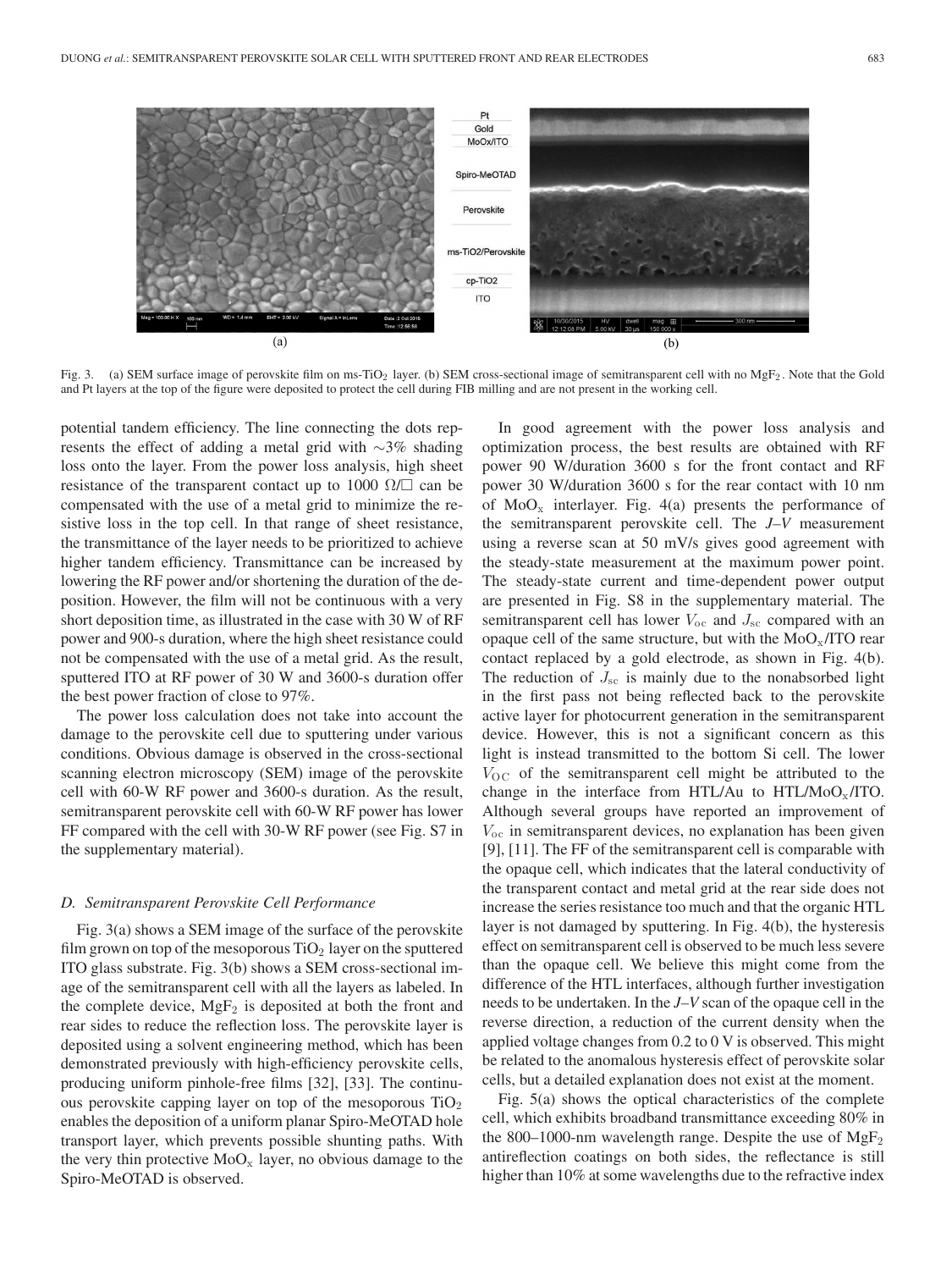Fig. 3. (a) SEM surface image of perovskite film on ms-$TiO_2$ layer. (b) SEM cross-sectional image of semitransparent cell with no $MgF_2$. Note that the Gold and Pt layers at the top of the figure were deposited to protect the cell during FIB milling and are not present in the working cell.

potential tandem efficiency. The line connecting the dots represents the effect of adding a metal grid with ~3% shading loss onto the layer. From the power loss analysis, high sheet resistance of the transparent contact up to 1000 Ω/□ can be compensated with the use of a metal grid to minimize the resistive loss in the top cell. In that range of sheet resistance, the transmittance of the layer needs to be prioritized to achieve higher tandem efficiency. Transmittance can be increased by lowering the RF power and/or shortening the duration of the deposition. However, the film will not be continuous with a very short deposition time, as illustrated in the case with 30 W of RF power and 900-s duration, where the high sheet resistance could not be compensated with the use of a metal grid. As the result, sputtered ITO at RF power of 30 W and 3600-s duration offer the best power fraction of close to 97%.

The power loss calculation does not take into account the damage to the perovskite cell due to sputtering under various conditions. Obvious damage is observed in the cross-sectional scanning electron microscopy (SEM) image of the perovskite cell with 60-W RF power and 3600-s duration. As the result, semitransparent perovskite cell with 60-W RF power has lower FF compared with the cell with 30-W RF power (see Fig. S7 in the supplementary material).

### D. Semitransparent Perovskite Cell Performance

Fig. 3(a) shows a SEM image of the surface of the perovskite film grown on top of the mesoporous $TiO_2$ layer on the sputtered ITO glass substrate. Fig. 3(b) shows a SEM cross-sectional image of the semitransparent cell with all the layers as labeled. In the complete device, $MgF_2$ is deposited at both the front and rear sides to reduce the reflection loss. The perovskite layer is deposited using a solvent engineering method, which has been demonstrated previously with high-efficiency perovskite cells, producing uniform pinhole-free films [32], [33]. The continuous perovskite capping layer on top of the mesoporous $TiO_2$ enables the deposition of a uniform planar Spiro-MeOTAD hole transport layer, which prevents possible shunting paths. With the very thin protective $MoO_x$ layer, no obvious damage to the Spiro-MeOTAD is observed.

In good agreement with the power loss analysis and optimization process, the best results are obtained with RF power 90 W/duration 3600 s for the front contact and RF power 30 W/duration 3600 s for the rear contact with 10 nm of $MoO_x$ interlayer. Fig. 4(a) presents the performance of the semitransparent perovskite cell. The *J–V* measurement using a reverse scan at 50 mV/s gives good agreement with the steady-state measurement at the maximum power point. The steady-state current and time-dependent power output are presented in Fig. S8 in the supplementary material. The semitransparent cell has lower $V_{oc}$ and $J_{sc}$ compared with an opaque cell of the same structure, but with the $MoO_x$/ITO rear contact replaced by a gold electrode, as shown in Fig. 4(b). The reduction of $J_{sc}$ is mainly due to the nonabsorbed light in the first pass not being reflected back to the perovskite active layer for photocurrent generation in the semitransparent device. However, this is not a significant concern as this light is instead transmitted to the bottom Si cell. The lower $V_{OC}$ of the semitransparent cell might be attributed to the change in the interface from HTL/Au to HTL/$MoO_x$/ITO. Although several groups have reported an improvement of $V_{oc}$ in semitransparent devices, no explanation has been given [9], [11]. The FF of the semitransparent cell is comparable with the opaque cell, which indicates that the lateral conductivity of the transparent contact and metal grid at the rear side does not increase the series resistance too much and that the organic HTL layer is not damaged by sputtering. In Fig. 4(b), the hysteresis effect on semitransparent cell is observed to be much less severe than the opaque cell. We believe this might come from the difference of the HTL interfaces, although further investigation needs to be undertaken. In the *J–V* scan of the opaque cell in the reverse direction, a reduction of the current density when the applied voltage changes from 0.2 to 0 V is observed. This might be related to the anomalous hysteresis effect of perovskite solar cells, but a detailed explanation does not exist at the moment.

Fig. 5(a) shows the optical characteristics of the complete cell, which exhibits broadband transmittance exceeding 80% in the 800–1000-nm wavelength range. Despite the use of $MgF_2$ antireflection coatings on both sides, the reflectance is still higher than 10% at some wavelengths due to the refractive index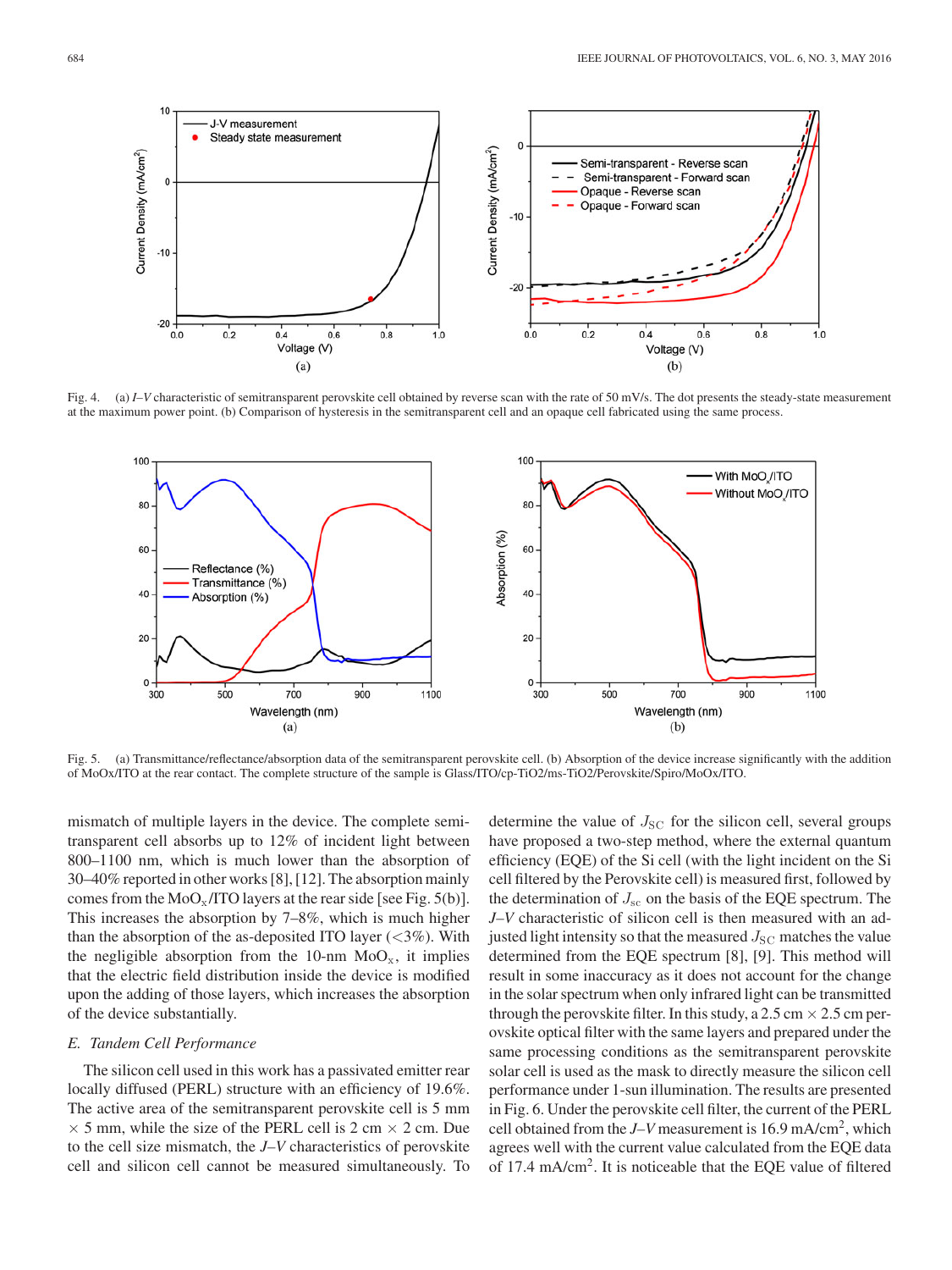Fig. 4. (a) *I–V* characteristic of semitransparent perovskite cell obtained by reverse scan with the rate of 50 mV/s. The dot presents the steady-state measurement at the maximum power point. (b) Comparison of hysteresis in the semitransparent cell and an opaque cell fabricated using the same process.

Fig. 5. (a) Transmittance/reflectance/absorption data of the semitransparent perovskite cell. (b) Absorption of the device increase significantly with the addition of MoOx/ITO at the rear contact. The complete structure of the sample is Glass/ITO/cp-TiO2/ms-TiO2/Perovskite/Spiro/MoOx/ITO.

mismatch of multiple layers in the device. The complete semitransparent cell absorbs up to 12% of incident light between 800–1100 nm, which is much lower than the absorption of 30–40% reported in other works [8], [12]. The absorption mainly comes from the $MoO_x$/ITO layers at the rear side [see Fig. 5(b)]. This increases the absorption by 7–8%, which is much higher than the absorption of the as-deposited ITO layer (<3%). With the negligible absorption from the 10-nm $MoO_x$, it implies that the electric field distribution inside the device is modified upon the adding of those layers, which increases the absorption of the device substantially.

### *E. Tandem Cell Performance*

The silicon cell used in this work has a passivated emitter rear locally diffused (PERL) structure with an efficiency of 19.6%. The active area of the semitransparent perovskite cell is 5 mm × 5 mm, while the size of the PERL cell is 2 cm × 2 cm. Due to the cell size mismatch, the *J–V* characteristics of perovskite cell and silicon cell cannot be measured simultaneously. To determine the value of $J_{SC}$ for the silicon cell, several groups have proposed a two-step method, where the external quantum efficiency (EQE) of the Si cell (with the light incident on the Si cell filtered by the Perovskite cell) is measured first, followed by the determination of $J_{sc}$ on the basis of the EQE spectrum. The *J–V* characteristic of silicon cell is then measured with an adjusted light intensity so that the measured $J_{SC}$ matches the value determined from the EQE spectrum [8], [9]. This method will result in some inaccuracy as it does not account for the change in the solar spectrum when only infrared light can be transmitted through the perovskite filter. In this study, a 2.5 cm × 2.5 cm perovskite optical filter with the same layers and prepared under the same processing conditions as the semitransparent perovskite solar cell is used as the mask to directly measure the silicon cell performance under 1-sun illumination. The results are presented in Fig. 6. Under the perovskite cell filter, the current of the PERL cell obtained from the *J–V* measurement is 16.9 mA/cm$^2$, which agrees well with the current value calculated from the EQE data of 17.4 mA/cm$^2$. It is noticeable that the EQE value of filtered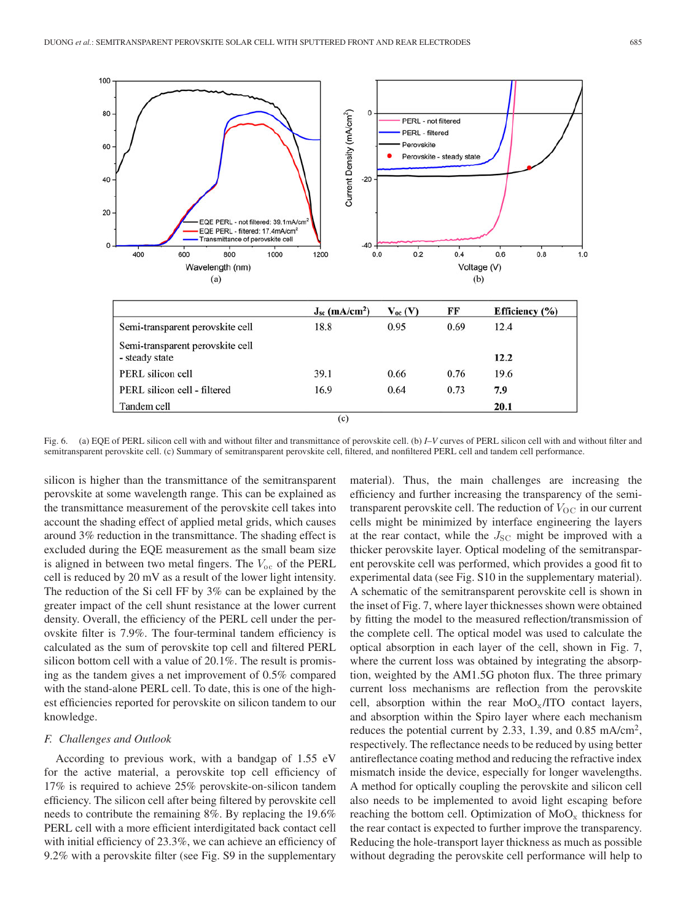|  | $J_{sc}$ (mA/cm²) | $V_{oc}$ (V) | FF | Efficiency (%) |
|---|---|---|---|---|
| Semi-transparent perovskite cell | 18.8 | 0.95 | 0.69 | 12.4 |
| Semi-transparent perovskite cell - steady state |  |  |  | **12.2** |
| PERL silicon cell | 39.1 | 0.66 | 0.76 | 19.6 |
| PERL silicon cell - filtered | 16.9 | 0.64 | 0.73 | **7.9** |
| Tandem cell |  |  |  | **20.1** |

(c)

Fig. 6. (a) EQE of PERL silicon cell with and without filter and transmittance of perovskite cell. (b) *I–V* curves of PERL silicon cell with and without filter and semitransparent perovskite cell. (c) Summary of semitransparent perovskite cell, filtered, and nonfiltered PERL cell and tandem cell performance.

silicon is higher than the transmittance of the semitransparent perovskite at some wavelength range. This can be explained as the transmittance measurement of the perovskite cell takes into account the shading effect of applied metal grids, which causes around 3% reduction in the transmittance. The shading effect is excluded during the EQE measurement as the small beam size is aligned in between two metal fingers. The $V_{oc}$ of the PERL cell is reduced by 20 mV as a result of the lower light intensity. The reduction of the Si cell FF by 3% can be explained by the greater impact of the cell shunt resistance at the lower current density. Overall, the efficiency of the PERL cell under the perovskite filter is 7.9%. The four-terminal tandem efficiency is calculated as the sum of perovskite top cell and filtered PERL silicon bottom cell with a value of 20.1%. The result is promising as the tandem gives a net improvement of 0.5% compared with the stand-alone PERL cell. To date, this is one of the highest efficiencies reported for perovskite on silicon tandem to our knowledge.

### *F. Challenges and Outlook*

According to previous work, with a bandgap of 1.55 eV for the active material, a perovskite top cell efficiency of 17% is required to achieve 25% perovskite-on-silicon tandem efficiency. The silicon cell after being filtered by perovskite cell needs to contribute the remaining 8%. By replacing the 19.6% PERL cell with a more efficient interdigitated back contact cell with initial efficiency of 23.3%, we can achieve an efficiency of 9.2% with a perovskite filter (see Fig. S9 in the supplementary material). Thus, the main challenges are increasing the efficiency and further increasing the transparency of the semitransparent perovskite cell. The reduction of $V_{OC}$ in our current cells might be minimized by interface engineering the layers at the rear contact, while the $J_{SC}$ might be improved with a thicker perovskite layer. Optical modeling of the semitransparent perovskite cell was performed, which provides a good fit to experimental data (see Fig. S10 in the supplementary material). A schematic of the semitransparent perovskite cell is shown in the inset of Fig. 7, where layer thicknesses shown were obtained by fitting the model to the measured reflection/transmission of the complete cell. The optical model was used to calculate the optical absorption in each layer of the cell, shown in Fig. 7, where the current loss was obtained by integrating the absorption, weighted by the AM1.5G photon flux. The three primary current loss mechanisms are reflection from the perovskite cell, absorption within the rear $MoO_x$/ITO contact layers, and absorption within the Spiro layer where each mechanism reduces the potential current by 2.33, 1.39, and 0.85 mA/cm², respectively. The reflectance needs to be reduced by using better antireflectance coating method and reducing the refractive index mismatch inside the device, especially for longer wavelengths. A method for optically coupling the perovskite and silicon cell also needs to be implemented to avoid light escaping before reaching the bottom cell. Optimization of $MoO_x$ thickness for the rear contact is expected to further improve the transparency. Reducing the hole-transport layer thickness as much as possible without degrading the perovskite cell performance will help to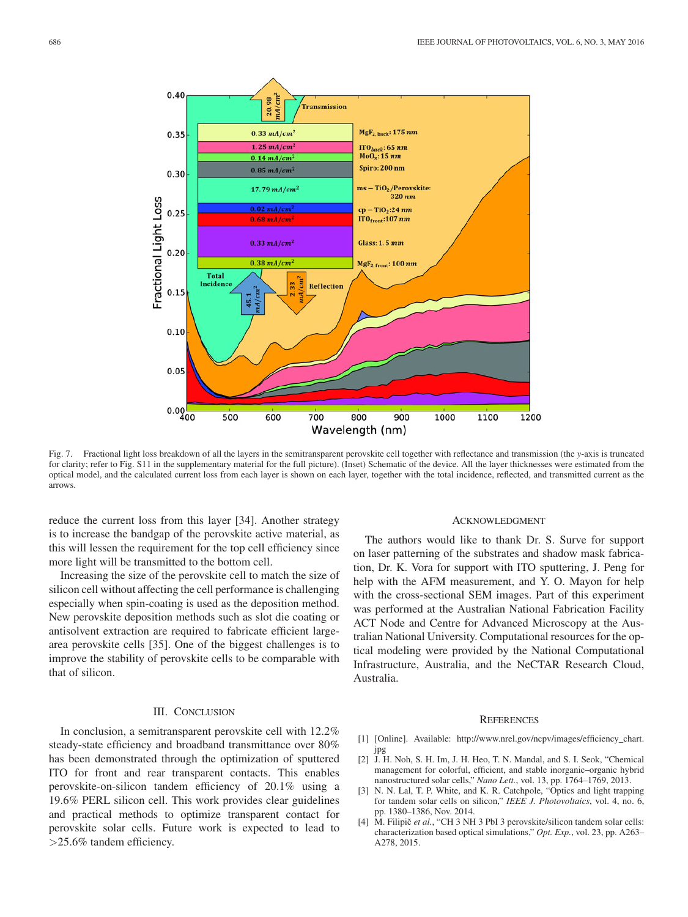Fig. 7. Fractional light loss breakdown of all the layers in the semitransparent perovskite cell together with reflectance and transmission (the $y$-axis is truncated for clarity; refer to Fig. S11 in the supplementary material for the full picture). (Inset) Schematic of the device. All the layer thicknesses were estimated from the optical model, and the calculated current loss from each layer is shown on each layer, together with the total incidence, reflected, and transmitted current as the arrows.

reduce the current loss from this layer [34]. Another strategy is to increase the bandgap of the perovskite active material, as this will lessen the requirement for the top cell efficiency since more light will be transmitted to the bottom cell.

Increasing the size of the perovskite cell to match the size of silicon cell without affecting the cell performance is challenging especially when spin-coating is used as the deposition method. New perovskite deposition methods such as slot die coating or antisolvent extraction are required to fabricate efficient large-area perovskite cells [35]. One of the biggest challenges is to improve the stability of perovskite cells to be comparable with that of silicon.

## III. Conclusion

In conclusion, a semitransparent perovskite cell with 12.2% steady-state efficiency and broadband transmittance over 80% has been demonstrated through the optimization of sputtered ITO for front and rear transparent contacts. This enables perovskite-on-silicon tandem efficiency of 20.1% using a 19.6% PERL silicon cell. This work provides clear guidelines and practical methods to optimize transparent contact for perovskite solar cells. Future work is expected to lead to >25.6% tandem efficiency.

## Acknowledgment

The authors would like to thank Dr. S. Surve for support on laser patterning of the substrates and shadow mask fabrication, Dr. K. Vora for support with ITO sputtering, J. Peng for help with the AFM measurement, and Y. O. Mayon for help with the cross-sectional SEM images. Part of this experiment was performed at the Australian National Fabrication Facility ACT Node and Centre for Advanced Microscopy at the Australian National University. Computational resources for the optical modeling were provided by the National Computational Infrastructure, Australia, and the NeCTAR Research Cloud, Australia.

## References

[1] [Online]. Available: http://www.nrel.gov/ncpv/images/efficiency_chart.jpg

[2] J. H. Noh, S. H. Im, J. H. Heo, T. N. Mandal, and S. I. Seok, "Chemical management for colorful, efficient, and stable inorganic–organic hybrid nanostructured solar cells," *Nano Lett.*, vol. 13, pp. 1764–1769, 2013.

[3] N. N. Lal, T. P. White, and K. R. Catchpole, "Optics and light trapping for tandem solar cells on silicon," *IEEE J. Photovoltaics*, vol. 4, no. 6, pp. 1380–1386, Nov. 2014.

[4] M. Filipič *et al.*, "CH 3 NH 3 PbI 3 perovskite/silicon tandem solar cells: characterization based optical simulations," *Opt. Exp.*, vol. 23, pp. A263–A278, 2015.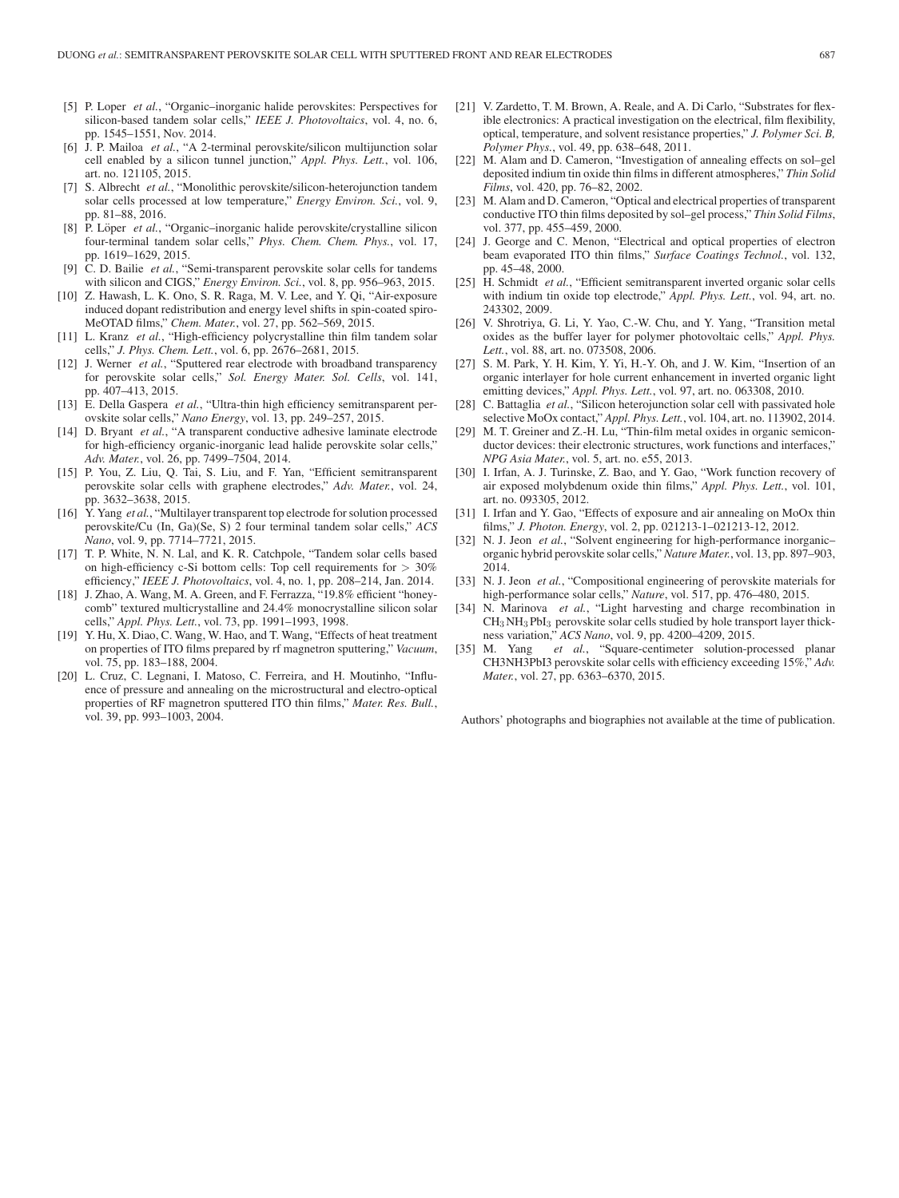[5] P. Loper *et al.*, "Organic–inorganic halide perovskites: Perspectives for silicon-based tandem solar cells," *IEEE J. Photovoltaics*, vol. 4, no. 6, pp. 1545–1551, Nov. 2014.

[6] J. P. Mailoa *et al.*, "A 2-terminal perovskite/silicon multijunction solar cell enabled by a silicon tunnel junction," *Appl. Phys. Lett.*, vol. 106, art. no. 121105, 2015.

[7] S. Albrecht *et al.*, "Monolithic perovskite/silicon-heterojunction tandem solar cells processed at low temperature," *Energy Environ. Sci.*, vol. 9, pp. 81–88, 2016.

[8] P. Löper *et al.*, "Organic–inorganic halide perovskite/crystalline silicon four-terminal tandem solar cells," *Phys. Chem. Chem. Phys.*, vol. 17, pp. 1619–1629, 2015.

[9] C. D. Bailie *et al.*, "Semi-transparent perovskite solar cells for tandems with silicon and CIGS," *Energy Environ. Sci.*, vol. 8, pp. 956–963, 2015.

[10] Z. Hawash, L. K. Ono, S. R. Raga, M. V. Lee, and Y. Qi, "Air-exposure induced dopant redistribution and energy level shifts in spin-coated spiro-MeOTAD films," *Chem. Mater.*, vol. 27, pp. 562–569, 2015.

[11] L. Kranz *et al.*, "High-efficiency polycrystalline thin film tandem solar cells," *J. Phys. Chem. Lett.*, vol. 6, pp. 2676–2681, 2015.

[12] J. Werner *et al.*, "Sputtered rear electrode with broadband transparency for perovskite solar cells," *Sol. Energy Mater. Sol. Cells*, vol. 141, pp. 407–413, 2015.

[13] E. Della Gaspera *et al.*, "Ultra-thin high efficiency semitransparent perovskite solar cells," *Nano Energy*, vol. 13, pp. 249–257, 2015.

[14] D. Bryant *et al.*, "A transparent conductive adhesive laminate electrode for high-efficiency organic-inorganic lead halide perovskite solar cells," *Adv. Mater.*, vol. 26, pp. 7499–7504, 2014.

[15] P. You, Z. Liu, Q. Tai, S. Liu, and F. Yan, "Efficient semitransparent perovskite solar cells with graphene electrodes," *Adv. Mater.*, vol. 24, pp. 3632–3638, 2015.

[16] Y. Yang *et al.*, "Multilayer transparent top electrode for solution processed perovskite/Cu (In, Ga)(Se, S) 2 four terminal tandem solar cells," *ACS Nano*, vol. 9, pp. 7714–7721, 2015.

[17] T. P. White, N. N. Lal, and K. R. Catchpole, "Tandem solar cells based on high-efficiency c-Si bottom cells: Top cell requirements for $> 30\%$ efficiency," *IEEE J. Photovoltaics*, vol. 4, no. 1, pp. 208–214, Jan. 2014.

[18] J. Zhao, A. Wang, M. A. Green, and F. Ferrazza, "19.8% efficient "honeycomb" textured multicrystalline and 24.4% monocrystalline silicon solar cells," *Appl. Phys. Lett.*, vol. 73, pp. 1991–1993, 1998.

[19] Y. Hu, X. Diao, C. Wang, W. Hao, and T. Wang, "Effects of heat treatment on properties of ITO films prepared by rf magnetron sputtering," *Vacuum*, vol. 75, pp. 183–188, 2004.

[20] L. Cruz, C. Legnani, I. Matoso, C. Ferreira, and H. Moutinho, "Influence of pressure and annealing on the microstructural and electro-optical properties of RF magnetron sputtered ITO thin films," *Mater. Res. Bull.*, vol. 39, pp. 993–1003, 2004.

[21] V. Zardetto, T. M. Brown, A. Reale, and A. Di Carlo, "Substrates for flexible electronics: A practical investigation on the electrical, film flexibility, optical, temperature, and solvent resistance properties," *J. Polymer Sci. B, Polymer Phys.*, vol. 49, pp. 638–648, 2011.

[22] M. Alam and D. Cameron, "Investigation of annealing effects on sol–gel deposited indium tin oxide thin films in different atmospheres," *Thin Solid Films*, vol. 420, pp. 76–82, 2002.

[23] M. Alam and D. Cameron, "Optical and electrical properties of transparent conductive ITO thin films deposited by sol–gel process," *Thin Solid Films*, vol. 377, pp. 455–459, 2000.

[24] J. George and C. Menon, "Electrical and optical properties of electron beam evaporated ITO thin films," *Surface Coatings Technol.*, vol. 132, pp. 45–48, 2000.

[25] H. Schmidt *et al.*, "Efficient semitransparent inverted organic solar cells with indium tin oxide top electrode," *Appl. Phys. Lett.*, vol. 94, art. no. 243302, 2009.

[26] V. Shrotriya, G. Li, Y. Yao, C.-W. Chu, and Y. Yang, "Transition metal oxides as the buffer layer for polymer photovoltaic cells," *Appl. Phys. Lett.*, vol. 88, art. no. 073508, 2006.

[27] S. M. Park, Y. H. Kim, Y. Yi, H.-Y. Oh, and J. W. Kim, "Insertion of an organic interlayer for hole current enhancement in inverted organic light emitting devices," *Appl. Phys. Lett.*, vol. 97, art. no. 063308, 2010.

[28] C. Battaglia *et al.*, "Silicon heterojunction solar cell with passivated hole selective MoOx contact," *Appl. Phys. Lett.*, vol. 104, art. no. 113902, 2014.

[29] M. T. Greiner and Z.-H. Lu, "Thin-film metal oxides in organic semiconductor devices: their electronic structures, work functions and interfaces," *NPG Asia Mater.*, vol. 5, art. no. e55, 2013.

[30] I. Irfan, A. J. Turinske, Z. Bao, and Y. Gao, "Work function recovery of air exposed molybdenum oxide thin films," *Appl. Phys. Lett.*, vol. 101, art. no. 093305, 2012.

[31] I. Irfan and Y. Gao, "Effects of exposure and air annealing on MoOx thin films," *J. Photon. Energy*, vol. 2, pp. 021213-1–021213-12, 2012.

[32] N. J. Jeon *et al.*, "Solvent engineering for high-performance inorganic–organic hybrid perovskite solar cells," *Nature Mater.*, vol. 13, pp. 897–903, 2014.

[33] N. J. Jeon *et al.*, "Compositional engineering of perovskite materials for high-performance solar cells," *Nature*, vol. 517, pp. 476–480, 2015.

[34] N. Marinova *et al.*, "Light harvesting and charge recombination in $CH_3NH_3PbI_3$ perovskite solar cells studied by hole transport layer thickness variation," *ACS Nano*, vol. 9, pp. 4200–4209, 2015.

[35] M. Yang *et al.*, "Square-centimeter solution-processed planar CH3NH3PbI3 perovskite solar cells with efficiency exceeding 15%," *Adv. Mater.*, vol. 27, pp. 6363–6370, 2015.

Authors' photographs and biographies not available at the time of publication.